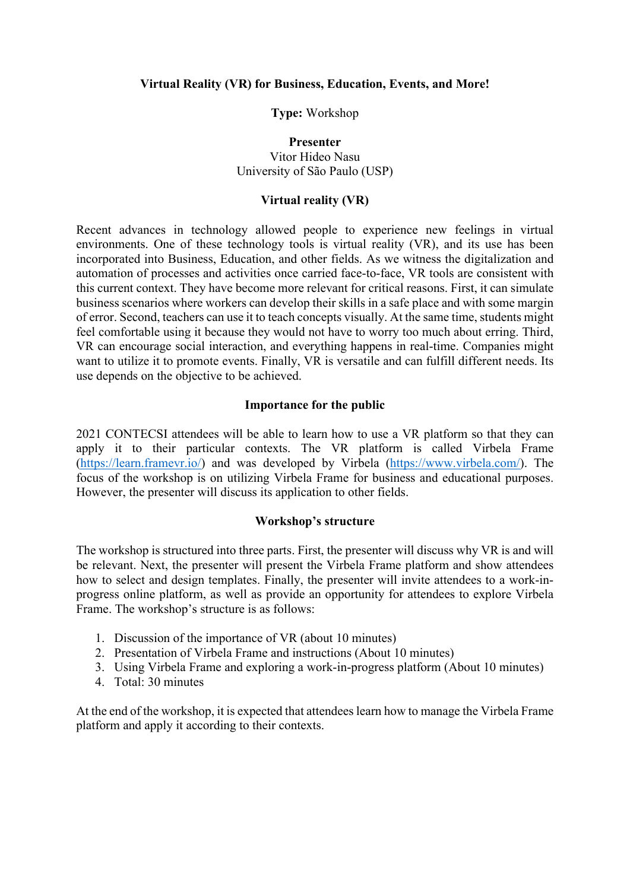# Virtual Reality (VR) for Business, Education, Events, and More!

**Type:** Workshop

**Presenter**
Vitor Hideo Nasu
University of São Paulo (USP)

## Virtual reality (VR)

Recent advances in technology allowed people to experience new feelings in virtual environments. One of these technology tools is virtual reality (VR), and its use has been incorporated into Business, Education, and other fields. As we witness the digitalization and automation of processes and activities once carried face-to-face, VR tools are consistent with this current context. They have become more relevant for critical reasons. First, it can simulate business scenarios where workers can develop their skills in a safe place and with some margin of error. Second, teachers can use it to teach concepts visually. At the same time, students might feel comfortable using it because they would not have to worry too much about erring. Third, VR can encourage social interaction, and everything happens in real-time. Companies might want to utilize it to promote events. Finally, VR is versatile and can fulfill different needs. Its use depends on the objective to be achieved.

## Importance for the public

2021 CONTECSI attendees will be able to learn how to use a VR platform so that they can apply it to their particular contexts. The VR platform is called Virbela Frame (https://learn.framevr.io/) and was developed by Virbela (https://www.virbela.com/). The focus of the workshop is on utilizing Virbela Frame for business and educational purposes. However, the presenter will discuss its application to other fields.

## Workshop's structure

The workshop is structured into three parts. First, the presenter will discuss why VR is and will be relevant. Next, the presenter will present the Virbela Frame platform and show attendees how to select and design templates. Finally, the presenter will invite attendees to a work-in-progress online platform, as well as provide an opportunity for attendees to explore Virbela Frame. The workshop's structure is as follows:

1. Discussion of the importance of VR (about 10 minutes)
2. Presentation of Virbela Frame and instructions (About 10 minutes)
3. Using Virbela Frame and exploring a work-in-progress platform (About 10 minutes)
4. Total: 30 minutes

At the end of the workshop, it is expected that attendees learn how to manage the Virbela Frame platform and apply it according to their contexts.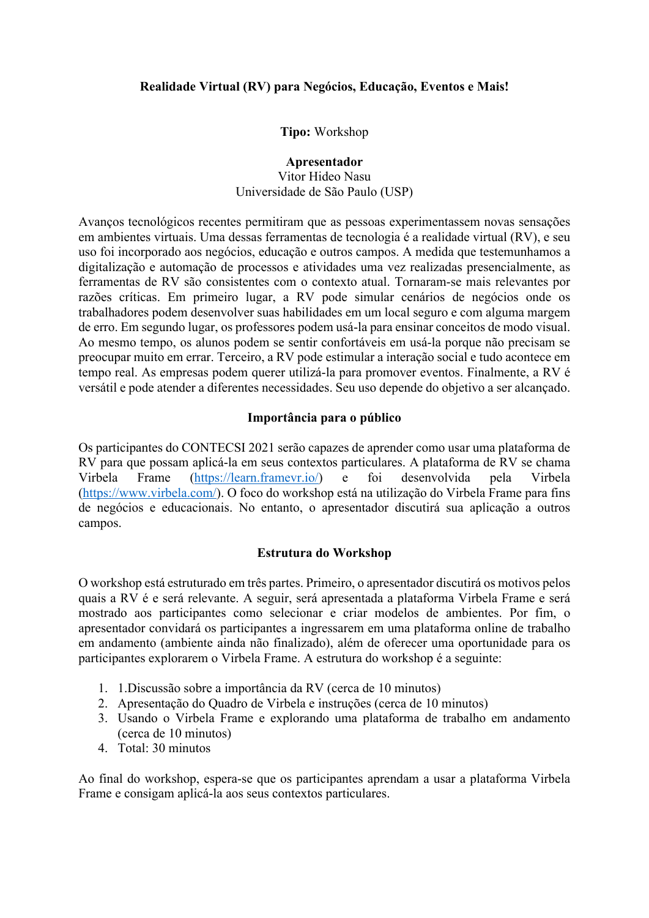**Realidade Virtual (RV) para Negócios, Educação, Eventos e Mais!**

**Tipo:** Workshop

**Apresentador**
Vitor Hideo Nasu
Universidade de São Paulo (USP)

Avanços tecnológicos recentes permitiram que as pessoas experimentassem novas sensações em ambientes virtuais. Uma dessas ferramentas de tecnologia é a realidade virtual (RV), e seu uso foi incorporado aos negócios, educação e outros campos. A medida que testemunhamos a digitalização e automação de processos e atividades uma vez realizadas presencialmente, as ferramentas de RV são consistentes com o contexto atual. Tornaram-se mais relevantes por razões críticas. Em primeiro lugar, a RV pode simular cenários de negócios onde os trabalhadores podem desenvolver suas habilidades em um local seguro e com alguma margem de erro. Em segundo lugar, os professores podem usá-la para ensinar conceitos de modo visual. Ao mesmo tempo, os alunos podem se sentir confortáveis em usá-la porque não precisam se preocupar muito em errar. Terceiro, a RV pode estimular a interação social e tudo acontece em tempo real. As empresas podem querer utilizá-la para promover eventos. Finalmente, a RV é versátil e pode atender a diferentes necessidades. Seu uso depende do objetivo a ser alcançado.

**Importância para o público**

Os participantes do CONTECSI 2021 serão capazes de aprender como usar uma plataforma de RV para que possam aplicá-la em seus contextos particulares. A plataforma de RV se chama Virbela Frame (https://learn.framevr.io/) e foi desenvolvida pela Virbela (https://www.virbela.com/). O foco do workshop está na utilização do Virbela Frame para fins de negócios e educacionais. No entanto, o apresentador discutirá sua aplicação a outros campos.

**Estrutura do Workshop**

O workshop está estruturado em três partes. Primeiro, o apresentador discutirá os motivos pelos quais a RV é e será relevante. A seguir, será apresentada a plataforma Virbela Frame e será mostrado aos participantes como selecionar e criar modelos de ambientes. Por fim, o apresentador convidará os participantes a ingressarem em uma plataforma online de trabalho em andamento (ambiente ainda não finalizado), além de oferecer uma oportunidade para os participantes explorarem o Virbela Frame. A estrutura do workshop é a seguinte:

1. 1.Discussão sobre a importância da RV (cerca de 10 minutos)
2. Apresentação do Quadro de Virbela e instruções (cerca de 10 minutos)
3. Usando o Virbela Frame e explorando uma plataforma de trabalho em andamento (cerca de 10 minutos)
4. Total: 30 minutos

Ao final do workshop, espera-se que os participantes aprendam a usar a plataforma Virbela Frame e consigam aplicá-la aos seus contextos particulares.